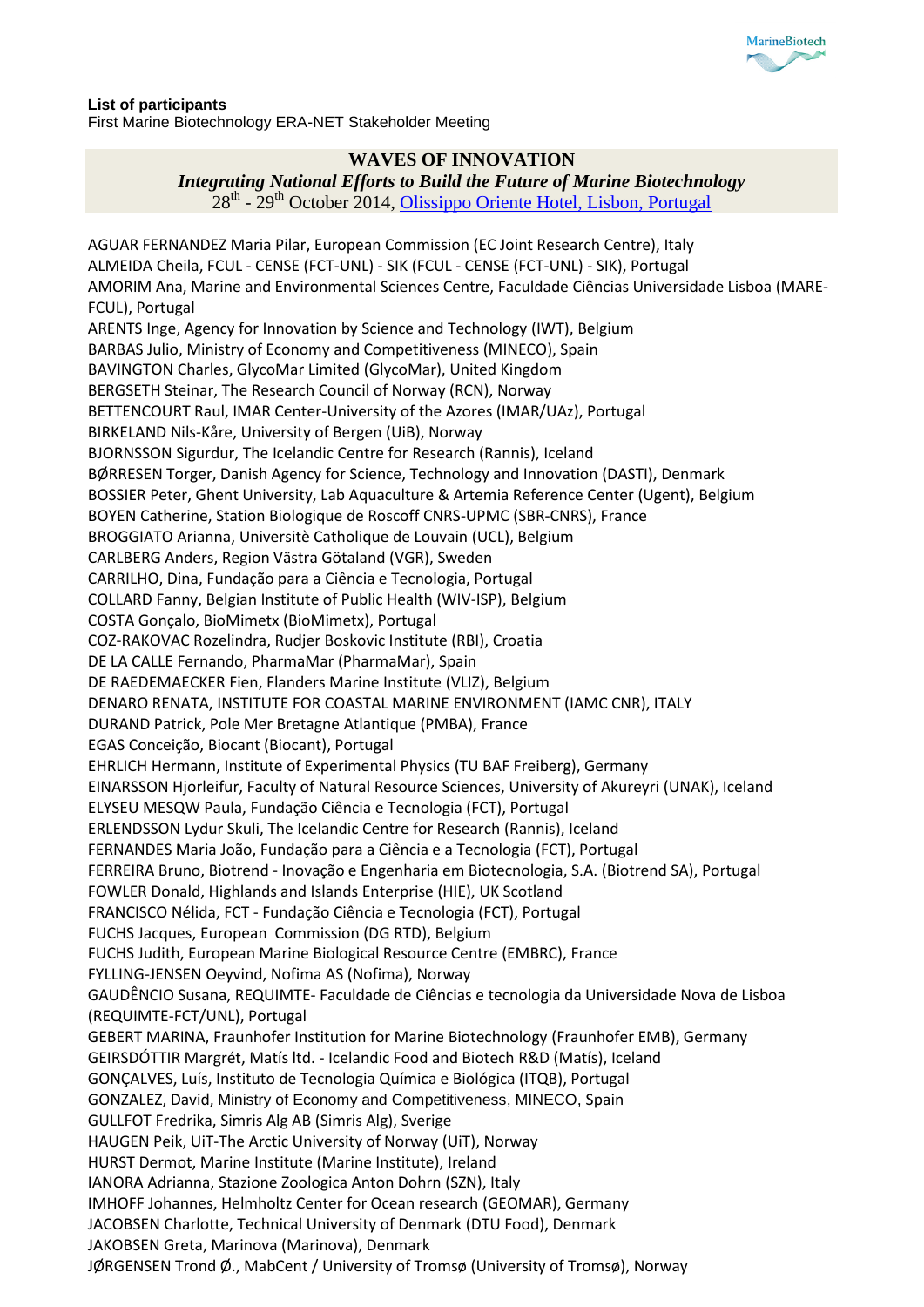**List of participants**

First Marine Biotechnology ERA-NET Stakeholder Meeting

## WAVES OF INNOVATION

***Integrating National Efforts to Build the Future of Marine Biotechnology***

28th - 29th October 2014, [Olissippo Oriente Hotel, Lisbon, Portugal]

AGUAR FERNANDEZ Maria Pilar, European Commission (EC Joint Research Centre), Italy
ALMEIDA Cheila, FCUL - CENSE (FCT-UNL) - SIK (FCUL - CENSE (FCT-UNL) - SIK), Portugal
AMORIM Ana, Marine and Environmental Sciences Centre, Faculdade Ciências Universidade Lisboa (MARE-FCUL), Portugal
ARENTS Inge, Agency for Innovation by Science and Technology (IWT), Belgium
BARBAS Julio, Ministry of Economy and Competitiveness (MINECO), Spain
BAVINGTON Charles, GlycoMar Limited (GlycoMar), United Kingdom
BERGSETH Steinar, The Research Council of Norway (RCN), Norway
BETTENCOURT Raul, IMAR Center-University of the Azores (IMAR/UAz), Portugal
BIRKELAND Nils-Kåre, University of Bergen (UiB), Norway
BJORNSSON Sigurdur, The Icelandic Centre for Research (Rannis), Iceland
BØRRESEN Torger, Danish Agency for Science, Technology and Innovation (DASTI), Denmark
BOSSIER Peter, Ghent University, Lab Aquaculture & Artemia Reference Center (Ugent), Belgium
BOYEN Catherine, Station Biologique de Roscoff CNRS-UPMC (SBR-CNRS), France
BROGGIATO Arianna, Universitè Catholique de Louvain (UCL), Belgium
CARLBERG Anders, Region Västra Götaland (VGR), Sweden
CARRILHO, Dina, Fundação para a Ciência e Tecnologia, Portugal
COLLARD Fanny, Belgian Institute of Public Health (WIV-ISP), Belgium
COSTA Gonçalo, BioMimetx (BioMimetx), Portugal
COZ-RAKOVAC Rozelindra, Rudjer Boskovic Institute (RBI), Croatia
DE LA CALLE Fernando, PharmaMar (PharmaMar), Spain
DE RAEDEMAECKER Fien, Flanders Marine Institute (VLIZ), Belgium
DENARO RENATA, INSTITUTE FOR COASTAL MARINE ENVIRONMENT (IAMC CNR), ITALY
DURAND Patrick, Pole Mer Bretagne Atlantique (PMBA), France
EGAS Conceição, Biocant (Biocant), Portugal
EHRLICH Hermann, Institute of Experimental Physics (TU BAF Freiberg), Germany
EINARSSON Hjorleifur, Faculty of Natural Resource Sciences, University of Akureyri (UNAK), Iceland
ELYSEU MESQW Paula, Fundação Ciência e Tecnologia (FCT), Portugal
ERLENDSSON Lydur Skuli, The Icelandic Centre for Research (Rannis), Iceland
FERNANDES Maria João, Fundação para a Ciência e a Tecnologia (FCT), Portugal
FERREIRA Bruno, Biotrend - Inovação e Engenharia em Biotecnologia, S.A. (Biotrend SA), Portugal
FOWLER Donald, Highlands and Islands Enterprise (HIE), UK Scotland
FRANCISCO Nélida, FCT - Fundação Ciência e Tecnologia (FCT), Portugal
FUCHS Jacques, European Commission (DG RTD), Belgium
FUCHS Judith, European Marine Biological Resource Centre (EMBRC), France
FYLLING-JENSEN Oeyvind, Nofima AS (Nofima), Norway
GAUDÊNCIO Susana, REQUIMTE- Faculdade de Ciências e tecnologia da Universidade Nova de Lisboa (REQUIMTE-FCT/UNL), Portugal
GEBERT MARINA, Fraunhofer Institution for Marine Biotechnology (Fraunhofer EMB), Germany
GEIRSDÓTTIR Margrét, Matís ltd. - Icelandic Food and Biotech R&D (Matís), Iceland
GONÇALVES, Luís, Instituto de Tecnologia Química e Biológica (ITQB), Portugal
GONZALEZ, David, Ministry of Economy and Competitiveness, MINECO, Spain
GULLFOT Fredrika, Simris Alg AB (Simris Alg), Sverige
HAUGEN Peik, UiT-The Arctic University of Norway (UiT), Norway
HURST Dermot, Marine Institute (Marine Institute), Ireland
IANORA Adrianna, Stazione Zoologica Anton Dohrn (SZN), Italy
IMHOFF Johannes, Helmholtz Center for Ocean research (GEOMAR), Germany
JACOBSEN Charlotte, Technical University of Denmark (DTU Food), Denmark
JAKOBSEN Greta, Marinova (Marinova), Denmark
JØRGENSEN Trond Ø., MabCent / University of Tromsø (University of Tromsø), Norway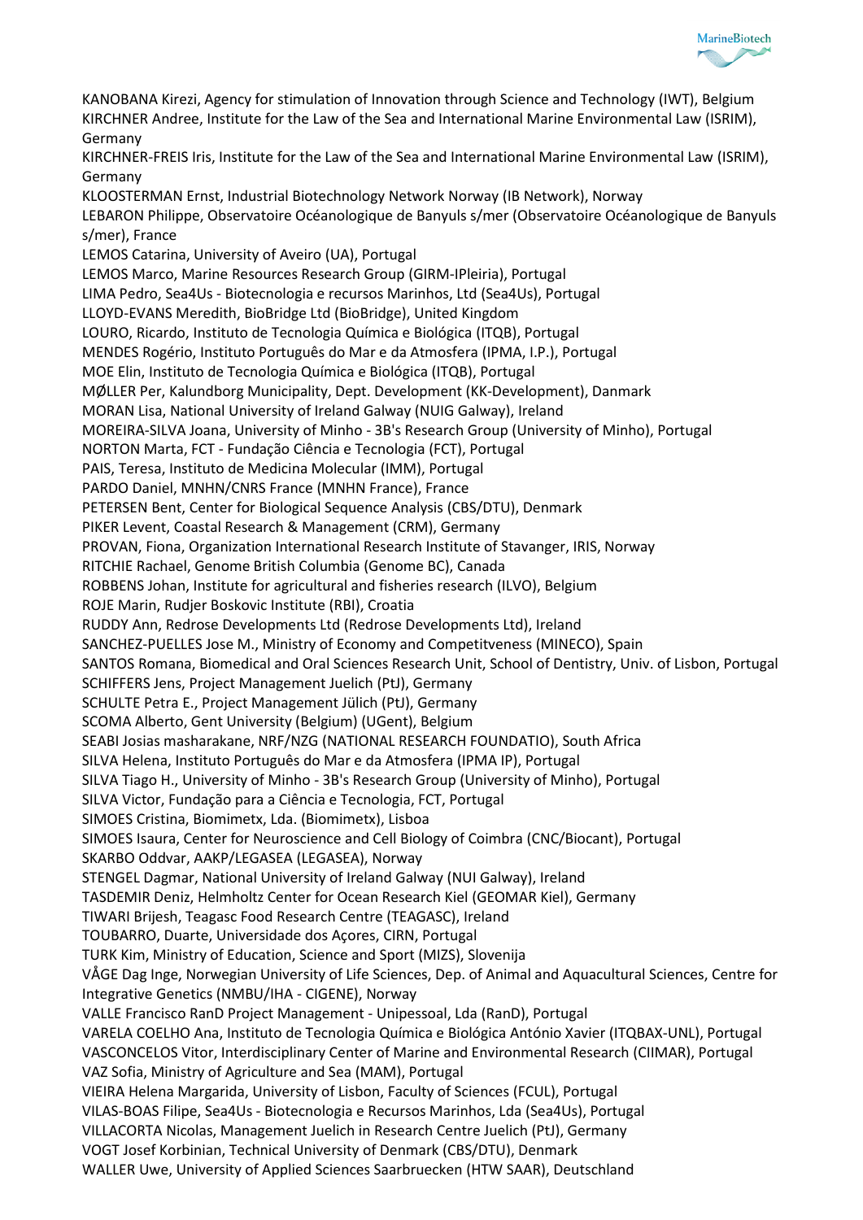KANOBANA Kirezi, Agency for stimulation of Innovation through Science and Technology (IWT), Belgium
KIRCHNER Andree, Institute for the Law of the Sea and International Marine Environmental Law (ISRIM), Germany
KIRCHNER-FREIS Iris, Institute for the Law of the Sea and International Marine Environmental Law (ISRIM), Germany
KLOOSTERMAN Ernst, Industrial Biotechnology Network Norway (IB Network), Norway
LEBARON Philippe, Observatoire Océanologique de Banyuls s/mer (Observatoire Océanologique de Banyuls s/mer), France
LEMOS Catarina, University of Aveiro (UA), Portugal
LEMOS Marco, Marine Resources Research Group (GIRM-IPleiria), Portugal
LIMA Pedro, Sea4Us - Biotecnologia e recursos Marinhos, Ltd (Sea4Us), Portugal
LLOYD-EVANS Meredith, BioBridge Ltd (BioBridge), United Kingdom
LOURO, Ricardo, Instituto de Tecnologia Química e Biológica (ITQB), Portugal
MENDES Rogério, Instituto Português do Mar e da Atmosfera (IPMA, I.P.), Portugal
MOE Elin, Instituto de Tecnologia Química e Biológica (ITQB), Portugal
MØLLER Per, Kalundborg Municipality, Dept. Development (KK-Development), Danmark
MORAN Lisa, National University of Ireland Galway (NUIG Galway), Ireland
MOREIRA-SILVA Joana, University of Minho - 3B's Research Group (University of Minho), Portugal
NORTON Marta, FCT - Fundação Ciência e Tecnologia (FCT), Portugal
PAIS, Teresa, Instituto de Medicina Molecular (IMM), Portugal
PARDO Daniel, MNHN/CNRS France (MNHN France), France
PETERSEN Bent, Center for Biological Sequence Analysis (CBS/DTU), Denmark
PIKER Levent, Coastal Research & Management (CRM), Germany
PROVAN, Fiona, Organization International Research Institute of Stavanger, IRIS, Norway
RITCHIE Rachael, Genome British Columbia (Genome BC), Canada
ROBBENS Johan, Institute for agricultural and fisheries research (ILVO), Belgium
ROJE Marin, Rudjer Boskovic Institute (RBI), Croatia
RUDDY Ann, Redrose Developments Ltd (Redrose Developments Ltd), Ireland
SANCHEZ-PUELLES Jose M., Ministry of Economy and Competitiveness (MINECO), Spain
SANTOS Romana, Biomedical and Oral Sciences Research Unit, School of Dentistry, Univ. of Lisbon, Portugal
SCHIFFERS Jens, Project Management Juelich (PtJ), Germany
SCHULTE Petra E., Project Management Jülich (PtJ), Germany
SCOMA Alberto, Gent University (Belgium) (UGent), Belgium
SEABI Josias masharakane, NRF/NZG (NATIONAL RESEARCH FOUNDATIO), South Africa
SILVA Helena, Instituto Português do Mar e da Atmosfera (IPMA IP), Portugal
SILVA Tiago H., University of Minho - 3B's Research Group (University of Minho), Portugal
SILVA Victor, Fundação para a Ciência e Tecnologia, FCT, Portugal
SIMOES Cristina, Biomimetx, Lda. (Biomimetx), Lisboa
SIMOES Isaura, Center for Neuroscience and Cell Biology of Coimbra (CNC/Biocant), Portugal
SKARBO Oddvar, AAKP/LEGASEA (LEGASEA), Norway
STENGEL Dagmar, National University of Ireland Galway (NUI Galway), Ireland
TASDEMIR Deniz, Helmholtz Center for Ocean Research Kiel (GEOMAR Kiel), Germany
TIWARI Brijesh, Teagasc Food Research Centre (TEAGASC), Ireland
TOUBARRO, Duarte, Universidade dos Açores, CIRN, Portugal
TURK Kim, Ministry of Education, Science and Sport (MIZS), Slovenija
VÅGE Dag Inge, Norwegian University of Life Sciences, Dep. of Animal and Aquacultural Sciences, Centre for Integrative Genetics (NMBU/IHA - CIGENE), Norway
VALLE Francisco RanD Project Management - Unipessoal, Lda (RanD), Portugal
VARELA COELHO Ana, Instituto de Tecnologia Química e Biológica António Xavier (ITQBAX-UNL), Portugal
VASCONCELOS Vitor, Interdisciplinary Center of Marine and Environmental Research (CIIMAR), Portugal
VAZ Sofia, Ministry of Agriculture and Sea (MAM), Portugal
VIEIRA Helena Margarida, University of Lisbon, Faculty of Sciences (FCUL), Portugal
VILAS-BOAS Filipe, Sea4Us - Biotecnologia e Recursos Marinhos, Lda (Sea4Us), Portugal
VILLACORTA Nicolas, Management Juelich in Research Centre Juelich (PtJ), Germany
VOGT Josef Korbinian, Technical University of Denmark (CBS/DTU), Denmark
WALLER Uwe, University of Applied Sciences Saarbruecken (HTW SAAR), Deutschland